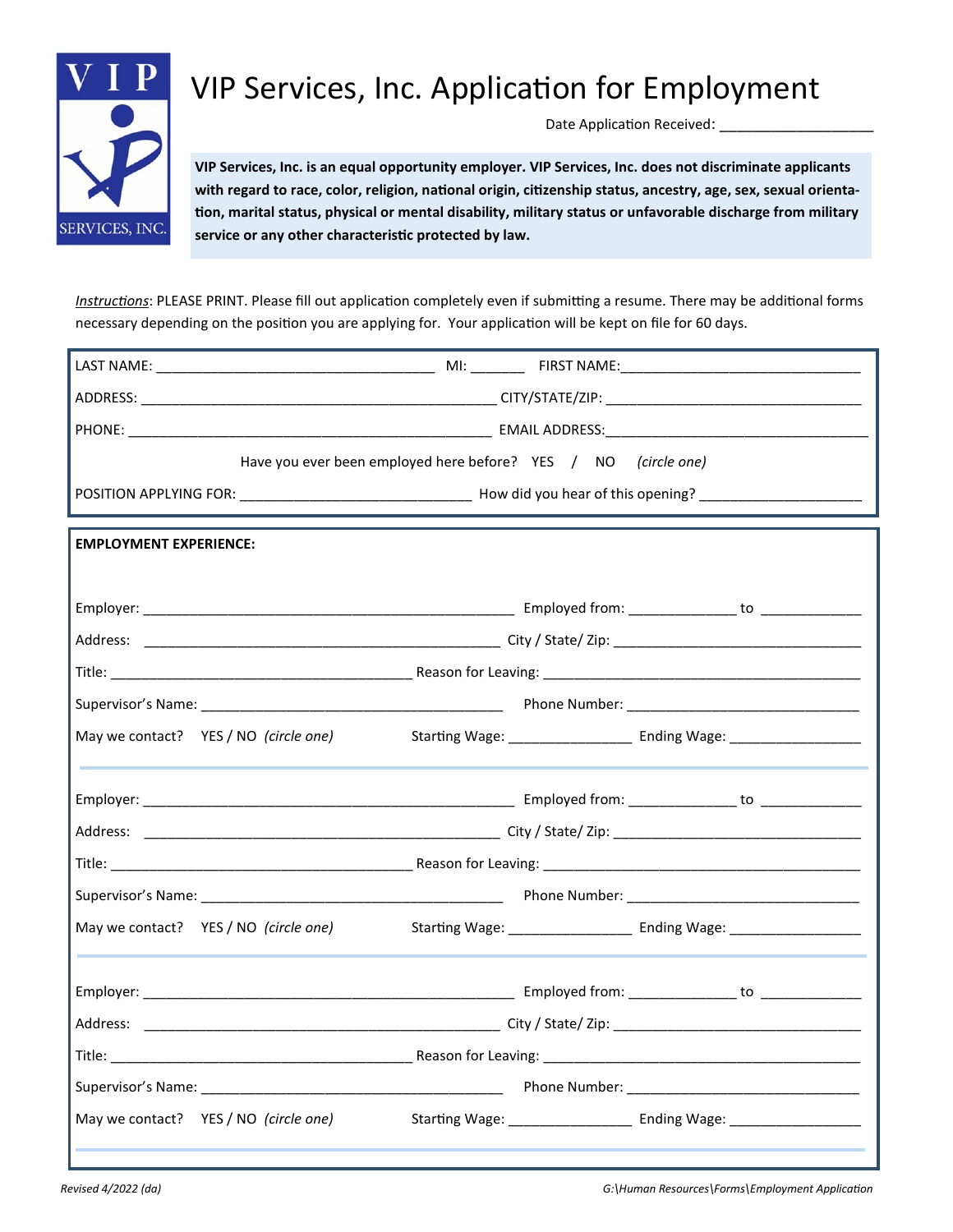# VIP Services, Inc. Application for Employment

Date Application Received: ____________________

**VIP Services, Inc. is an equal opportunity employer. VIP Services, Inc. does not discriminate applicants with regard to race, color, religion, national origin, citizenship status, ancestry, age, sex, sexual orientation, marital status, physical or mental disability, military status or unfavorable discharge from military service or any other characteristic protected by law.**

*Instructions*: PLEASE PRINT. Please fill out application completely even if submitting a resume. There may be additional forms necessary depending on the position you are applying for. Your application will be kept on file for 60 days.

LAST NAME: ____________________________________ MI: _______ FIRST NAME: ________________________________

ADDRESS: ______________________________________________ CITY/STATE/ZIP: __________________________________

PHONE: ________________________________________________ EMAIL ADDRESS: ___________________________________

Have you ever been employed here before? YES / NO *(circle one)*

POSITION APPLYING FOR: ____________________________ How did you hear of this opening? _____________________

**EMPLOYMENT EXPERIENCE:**

Employer: ________________________________________________ Employed from: ______________ to ______________

Address: _______________________________________________ City / State/ Zip: ________________________________

Title: _______________________________________ Reason for Leaving: _________________________________________

Supervisor's Name: ______________________________________ Phone Number: _______________________________

May we contact? YES / NO *(circle one)* Starting Wage: ________________ Ending Wage: __________________

---

Employer: ________________________________________________ Employed from: ______________ to ______________

Address: _______________________________________________ City / State/ Zip: ________________________________

Title: _______________________________________ Reason for Leaving: _________________________________________

Supervisor's Name: ______________________________________ Phone Number: _______________________________

May we contact? YES / NO *(circle one)* Starting Wage: ________________ Ending Wage: __________________

---

Employer: ________________________________________________ Employed from: ______________ to ______________

Address: _______________________________________________ City / State/ Zip: ________________________________

Title: _______________________________________ Reason for Leaving: _________________________________________

Supervisor's Name: ______________________________________ Phone Number: _______________________________

May we contact? YES / NO *(circle one)* Starting Wage: ________________ Ending Wage: __________________

*Revised 4/2022 (da)*

*G:\Human Resources\Forms\Employment Application*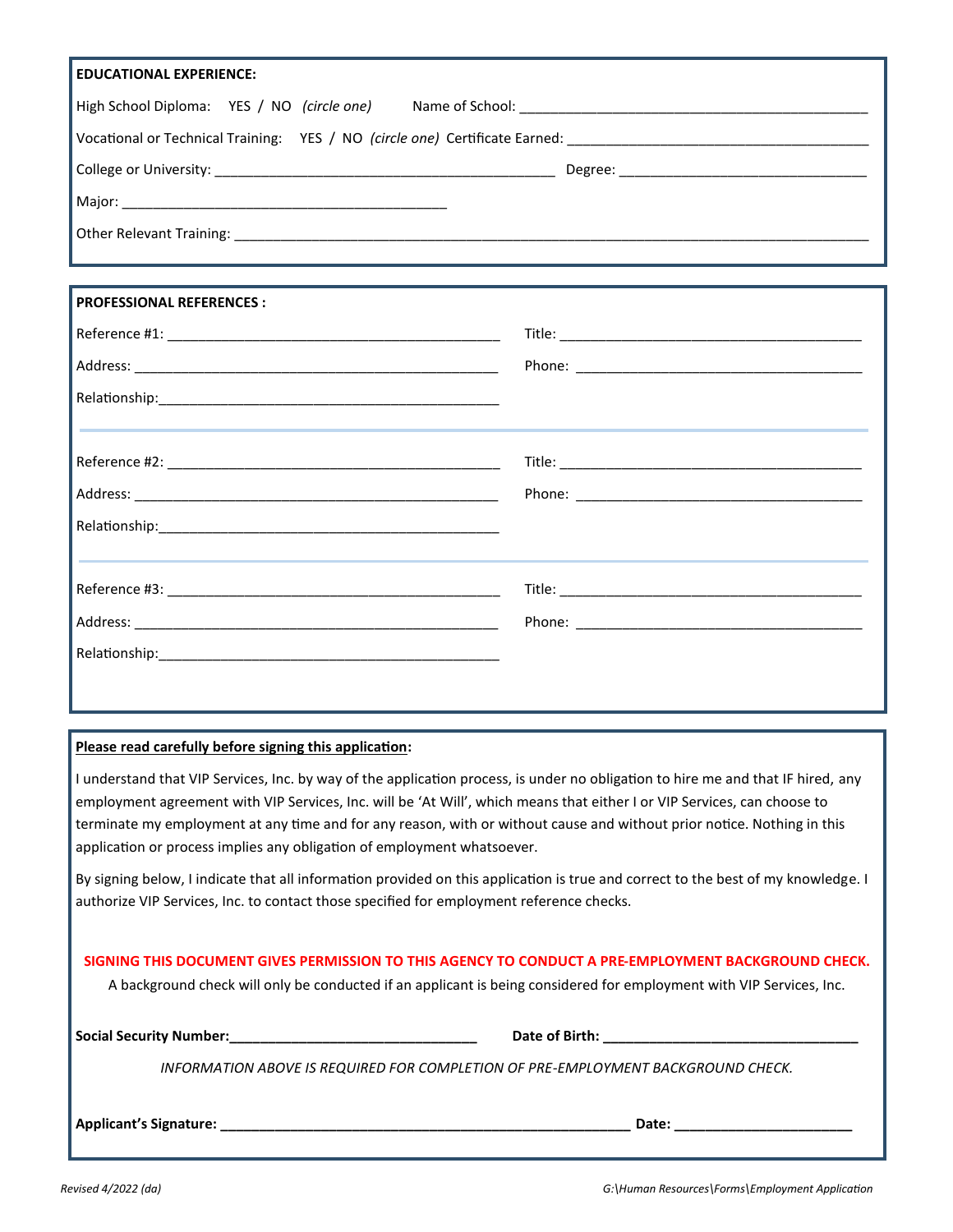**EDUCATIONAL EXPERIENCE:**

High School Diploma: YES / NO *(circle one)* Name of School: ______________________________________________

Vocational or Technical Training: YES / NO *(circle one)* Certificate Earned: ________________________________________

College or University: ______________________________________________ Degree: ________________________________

Major: ___________________________________________

Other Relevant Training: _____________________________________________________________________________________

**PROFESSIONAL REFERENCES :**

Reference #1: ____________________________________________ Title: ________________________________________

Address: _______________________________________________ Phone: ______________________________________

Relationship:______________________________________________

Reference #2: ____________________________________________ Title: ________________________________________

Address: _______________________________________________ Phone: ______________________________________

Relationship:______________________________________________

Reference #3: ____________________________________________ Title: ________________________________________

Address: _______________________________________________ Phone: ______________________________________

Relationship:______________________________________________

**<u>Please read carefully before signing this application</u>:**

I understand that VIP Services, Inc. by way of the application process, is under no obligation to hire me and that IF hired, any employment agreement with VIP Services, Inc. will be 'At Will', which means that either I or VIP Services, can choose to terminate my employment at any time and for any reason, with or without cause and without prior notice. Nothing in this application or process implies any obligation of employment whatsoever.

By signing below, I indicate that all information provided on this application is true and correct to the best of my knowledge. I authorize VIP Services, Inc. to contact those specified for employment reference checks.

**SIGNING THIS DOCUMENT GIVES PERMISSION TO THIS AGENCY TO CONDUCT A PRE-EMPLOYMENT BACKGROUND CHECK.**

A background check will only be conducted if an applicant is being considered for employment with VIP Services, Inc.

**Social Security Number:**________________________________ **Date of Birth:** _________________________________

*INFORMATION ABOVE IS REQUIRED FOR COMPLETION OF PRE-EMPLOYMENT BACKGROUND CHECK.*

**Applicant's Signature:** _____________________________________________________ **Date:** _______________________

*Revised 4/2022 (da)* *G:\Human Resources\Forms\Employment Application*